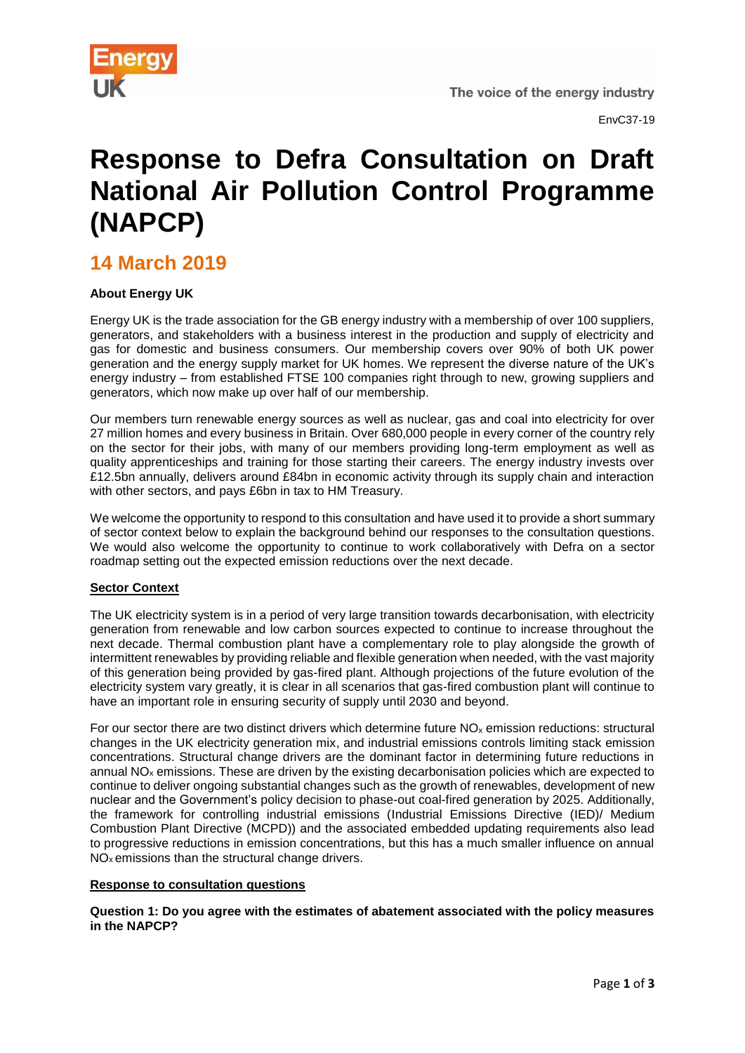EnvC37-19

# Response to Defra Consultation on Draft National Air Pollution Control Programme (NAPCP)

## 14 March 2019

**About Energy UK**

Energy UK is the trade association for the GB energy industry with a membership of over 100 suppliers, generators, and stakeholders with a business interest in the production and supply of electricity and gas for domestic and business consumers. Our membership covers over 90% of both UK power generation and the energy supply market for UK homes. We represent the diverse nature of the UK's energy industry – from established FTSE 100 companies right through to new, growing suppliers and generators, which now make up over half of our membership.

Our members turn renewable energy sources as well as nuclear, gas and coal into electricity for over 27 million homes and every business in Britain. Over 680,000 people in every corner of the country rely on the sector for their jobs, with many of our members providing long-term employment as well as quality apprenticeships and training for those starting their careers. The energy industry invests over £12.5bn annually, delivers around £84bn in economic activity through its supply chain and interaction with other sectors, and pays £6bn in tax to HM Treasury.

We welcome the opportunity to respond to this consultation and have used it to provide a short summary of sector context below to explain the background behind our responses to the consultation questions. We would also welcome the opportunity to continue to work collaboratively with Defra on a sector roadmap setting out the expected emission reductions over the next decade.

**Sector Context**

The UK electricity system is in a period of very large transition towards decarbonisation, with electricity generation from renewable and low carbon sources expected to continue to increase throughout the next decade. Thermal combustion plant have a complementary role to play alongside the growth of intermittent renewables by providing reliable and flexible generation when needed, with the vast majority of this generation being provided by gas-fired plant. Although projections of the future evolution of the electricity system vary greatly, it is clear in all scenarios that gas-fired combustion plant will continue to have an important role in ensuring security of supply until 2030 and beyond.

For our sector there are two distinct drivers which determine future $NO_x$ emission reductions: structural changes in the UK electricity generation mix, and industrial emissions controls limiting stack emission concentrations. Structural change drivers are the dominant factor in determining future reductions in annual $NO_x$ emissions. These are driven by the existing decarbonisation policies which are expected to continue to deliver ongoing substantial changes such as the growth of renewables, development of new nuclear and the Government's policy decision to phase-out coal-fired generation by 2025. Additionally, the framework for controlling industrial emissions (Industrial Emissions Directive (IED)/ Medium Combustion Plant Directive (MCPD)) and the associated embedded updating requirements also lead to progressive reductions in emission concentrations, but this has a much smaller influence on annual $NO_x$ emissions than the structural change drivers.

**Response to consultation questions**

**Question 1: Do you agree with the estimates of abatement associated with the policy measures in the NAPCP?**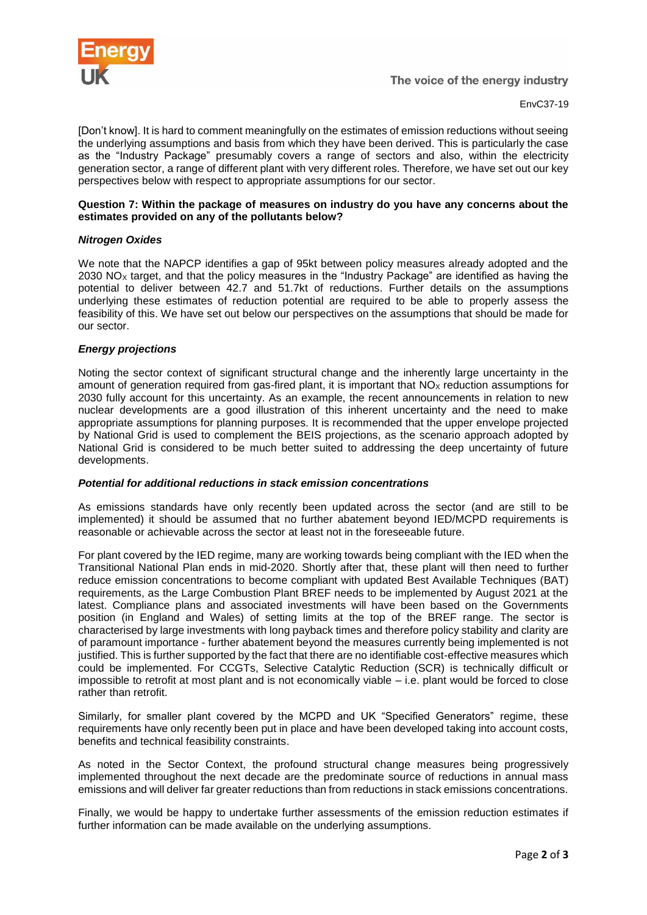[Don't know]. It is hard to comment meaningfully on the estimates of emission reductions without seeing the underlying assumptions and basis from which they have been derived. This is particularly the case as the "Industry Package" presumably covers a range of sectors and also, within the electricity generation sector, a range of different plant with very different roles. Therefore, we have set out our key perspectives below with respect to appropriate assumptions for our sector.

**Question 7: Within the package of measures on industry do you have any concerns about the estimates provided on any of the pollutants below?**

***Nitrogen Oxides***

We note that the NAPCP identifies a gap of 95kt between policy measures already adopted and the 2030 $NO_X$ target, and that the policy measures in the "Industry Package" are identified as having the potential to deliver between 42.7 and 51.7kt of reductions. Further details on the assumptions underlying these estimates of reduction potential are required to be able to properly assess the feasibility of this. We have set out below our perspectives on the assumptions that should be made for our sector.

***Energy projections***

Noting the sector context of significant structural change and the inherently large uncertainty in the amount of generation required from gas-fired plant, it is important that $NO_X$ reduction assumptions for 2030 fully account for this uncertainty. As an example, the recent announcements in relation to new nuclear developments are a good illustration of this inherent uncertainty and the need to make appropriate assumptions for planning purposes. It is recommended that the upper envelope projected by National Grid is used to complement the BEIS projections, as the scenario approach adopted by National Grid is considered to be much better suited to addressing the deep uncertainty of future developments.

***Potential for additional reductions in stack emission concentrations***

As emissions standards have only recently been updated across the sector (and are still to be implemented) it should be assumed that no further abatement beyond IED/MCPD requirements is reasonable or achievable across the sector at least not in the foreseeable future.

For plant covered by the IED regime, many are working towards being compliant with the IED when the Transitional National Plan ends in mid-2020. Shortly after that, these plant will then need to further reduce emission concentrations to become compliant with updated Best Available Techniques (BAT) requirements, as the Large Combustion Plant BREF needs to be implemented by August 2021 at the latest. Compliance plans and associated investments will have been based on the Governments position (in England and Wales) of setting limits at the top of the BREF range. The sector is characterised by large investments with long payback times and therefore policy stability and clarity are of paramount importance - further abatement beyond the measures currently being implemented is not justified. This is further supported by the fact that there are no identifiable cost-effective measures which could be implemented. For CCGTs, Selective Catalytic Reduction (SCR) is technically difficult or impossible to retrofit at most plant and is not economically viable – i.e. plant would be forced to close rather than retrofit.

Similarly, for smaller plant covered by the MCPD and UK "Specified Generators" regime, these requirements have only recently been put in place and have been developed taking into account costs, benefits and technical feasibility constraints.

As noted in the Sector Context, the profound structural change measures being progressively implemented throughout the next decade are the predominate source of reductions in annual mass emissions and will deliver far greater reductions than from reductions in stack emissions concentrations.

Finally, we would be happy to undertake further assessments of the emission reduction estimates if further information can be made available on the underlying assumptions.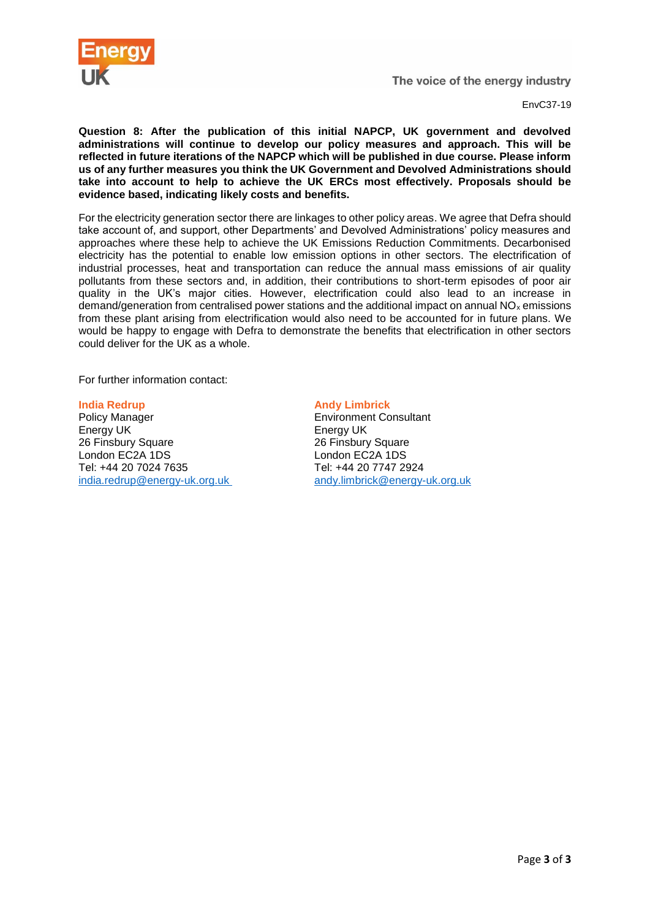EnvC37-19

**Question 8: After the publication of this initial NAPCP, UK government and devolved administrations will continue to develop our policy measures and approach. This will be reflected in future iterations of the NAPCP which will be published in due course. Please inform us of any further measures you think the UK Government and Devolved Administrations should take into account to help to achieve the UK ERCs most effectively. Proposals should be evidence based, indicating likely costs and benefits.**

For the electricity generation sector there are linkages to other policy areas. We agree that Defra should take account of, and support, other Departments' and Devolved Administrations' policy measures and approaches where these help to achieve the UK Emissions Reduction Commitments. Decarbonised electricity has the potential to enable low emission options in other sectors. The electrification of industrial processes, heat and transportation can reduce the annual mass emissions of air quality pollutants from these sectors and, in addition, their contributions to short-term episodes of poor air quality in the UK's major cities. However, electrification could also lead to an increase in demand/generation from centralised power stations and the additional impact on annual $NO_x$ emissions from these plant arising from electrification would also need to be accounted for in future plans. We would be happy to engage with Defra to demonstrate the benefits that electrification in other sectors could deliver for the UK as a whole.

For further information contact:

**India Redrup**
Policy Manager
Energy UK
26 Finsbury Square
London EC2A 1DS
Tel: +44 20 7024 7635
india.redrup@energy-uk.org.uk

**Andy Limbrick**
Environment Consultant
Energy UK
26 Finsbury Square
London EC2A 1DS
Tel: +44 20 7747 2924
andy.limbrick@energy-uk.org.uk